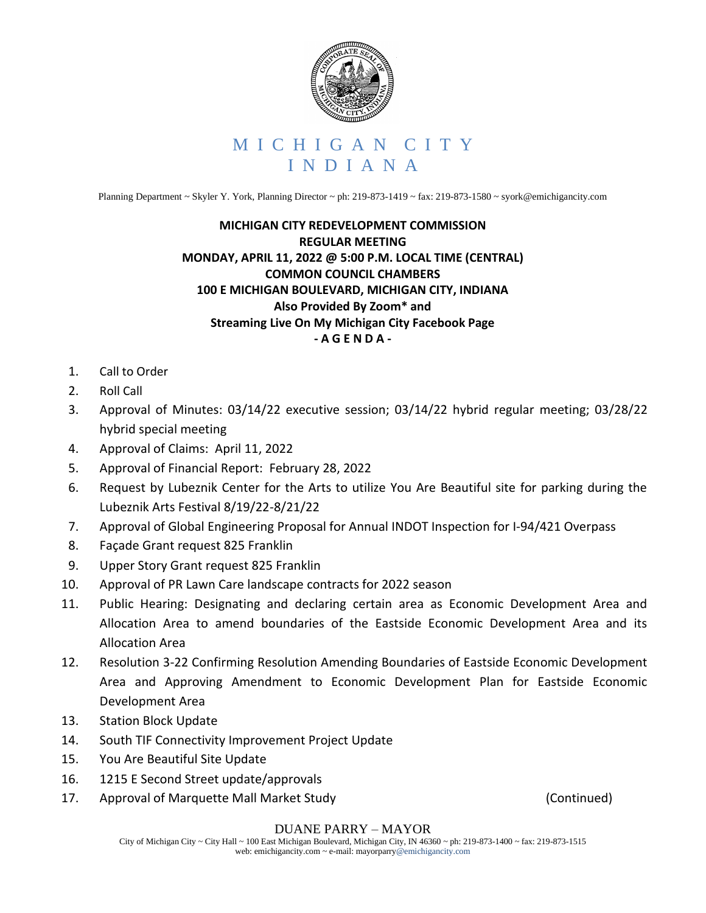# MICHIGAN CITY INDIANA

Planning Department ~ Skyler Y. York, Planning Director ~ ph: 219-873-1419 ~ fax: 219-873-1580 ~ syork@emichigancity.com

**MICHIGAN CITY REDEVELOPMENT COMMISSION**
**REGULAR MEETING**
**MONDAY, APRIL 11, 2022 @ 5:00 P.M. LOCAL TIME (CENTRAL)**
**COMMON COUNCIL CHAMBERS**
**100 E MICHIGAN BOULEVARD, MICHIGAN CITY, INDIANA**
**Also Provided By Zoom* and**
**Streaming Live On My Michigan City Facebook Page**
**- A G E N D A -**

1. Call to Order
2. Roll Call
3. Approval of Minutes: 03/14/22 executive session; 03/14/22 hybrid regular meeting; 03/28/22 hybrid special meeting
4. Approval of Claims: April 11, 2022
5. Approval of Financial Report: February 28, 2022
6. Request by Lubeznik Center for the Arts to utilize You Are Beautiful site for parking during the Lubeznik Arts Festival 8/19/22-8/21/22
7. Approval of Global Engineering Proposal for Annual INDOT Inspection for I-94/421 Overpass
8. Façade Grant request 825 Franklin
9. Upper Story Grant request 825 Franklin
10. Approval of PR Lawn Care landscape contracts for 2022 season
11. Public Hearing: Designating and declaring certain area as Economic Development Area and Allocation Area to amend boundaries of the Eastside Economic Development Area and its Allocation Area
12. Resolution 3-22 Confirming Resolution Amending Boundaries of Eastside Economic Development Area and Approving Amendment to Economic Development Plan for Eastside Economic Development Area
13. Station Block Update
14. South TIF Connectivity Improvement Project Update
15. You Are Beautiful Site Update
16. 1215 E Second Street update/approvals
17. Approval of Marquette Mall Market Study

(Continued)

DUANE PARRY – MAYOR

City of Michigan City ~ City Hall ~ 100 East Michigan Boulevard, Michigan City, IN 46360 ~ ph: 219-873-1400 ~ fax: 219-873-1515
web: emichigancity.com ~ e-mail: mayorparry@emichigancity.com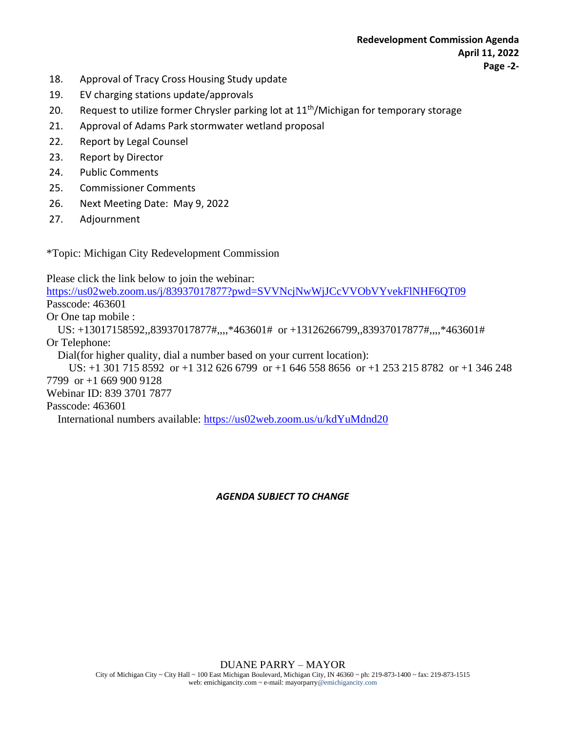18. Approval of Tracy Cross Housing Study update
19. EV charging stations update/approvals
20. Request to utilize former Chrysler parking lot at 11th/Michigan for temporary storage
21. Approval of Adams Park stormwater wetland proposal
22. Report by Legal Counsel
23. Report by Director
24. Public Comments
25. Commissioner Comments
26. Next Meeting Date: May 9, 2022
27. Adjournment

*Topic: Michigan City Redevelopment Commission

Please click the link below to join the webinar:
https://us02web.zoom.us/j/83937017877?pwd=SVVNcjNwWjJCcVVObVYvekFlNHF6QT09
Passcode: 463601
Or One tap mobile :
US: +13017158592,,83937017877#,,,,*463601# or +13126266799,,83937017877#,,,,*463601#
Or Telephone:
Dial(for higher quality, dial a number based on your current location):
US: +1 301 715 8592 or +1 312 626 6799 or +1 646 558 8656 or +1 253 215 8782 or +1 346 248 7799 or +1 669 900 9128
Webinar ID: 839 3701 7877
Passcode: 463601
International numbers available: https://us02web.zoom.us/u/kdYuMdnd20

***AGENDA SUBJECT TO CHANGE***

DUANE PARRY – MAYOR
City of Michigan City ~ City Hall ~ 100 East Michigan Boulevard, Michigan City, IN 46360 ~ ph: 219-873-1400 ~ fax: 219-873-1515
web: emichigancity.com ~ e-mail: mayorparry@emichigancity.com